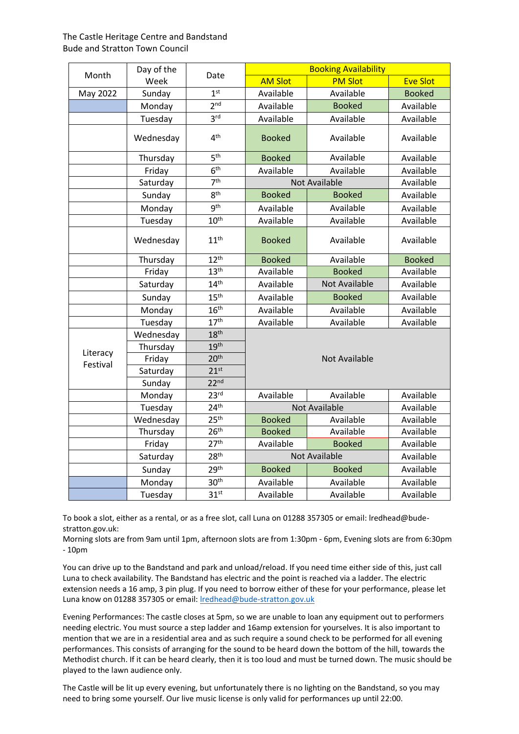The Castle Heritage Centre and Bandstand
Bude and Stratton Town Council

| Month | Day of the Week | Date | Booking Availability | | |
|---|---|---|---|---|---|
| | | | AM Slot | PM Slot | Eve Slot |
| May 2022 | Sunday | 1st | Available | Available | Booked |
| | Monday | 2nd | Available | Booked | Available |
| | Tuesday | 3rd | Available | Available | Available |
| | Wednesday | 4th | Booked | Available | Available |
| | Thursday | 5th | Booked | Available | Available |
| | Friday | 6th | Available | Available | Available |
| | Saturday | 7th | Not Available | | Available |
| | Sunday | 8th | Booked | Booked | Available |
| | Monday | 9th | Available | Available | Available |
| | Tuesday | 10th | Available | Available | Available |
| | Wednesday | 11th | Booked | Available | Available |
| | Thursday | 12th | Booked | Available | Booked |
| | Friday | 13th | Available | Booked | Available |
| | Saturday | 14th | Available | Not Available | Available |
| | Sunday | 15th | Available | Booked | Available |
| | Monday | 16th | Available | Available | Available |
| | Tuesday | 17th | Available | Available | Available |
| Literacy Festival | Wednesday | 18th | Not Available | | |
| | Thursday | 19th | | | |
| | Friday | 20th | | | |
| | Saturday | 21st | | | |
| | Sunday | 22nd | | | |
| | Monday | 23rd | Available | Available | Available |
| | Tuesday | 24th | Not Available | | Available |
| | Wednesday | 25th | Booked | Available | Available |
| | Thursday | 26th | Booked | Available | Available |
| | Friday | 27th | Available | Booked | Available |
| | Saturday | 28th | Not Available | | Available |
| | Sunday | 29th | Booked | Booked | Available |
| | Monday | 30th | Available | Available | Available |
| | Tuesday | 31st | Available | Available | Available |

To book a slot, either as a rental, or as a free slot, call Luna on 01288 357305 or email: lredhead@bude-stratton.gov.uk:
Morning slots are from 9am until 1pm, afternoon slots are from 1:30pm - 6pm, Evening slots are from 6:30pm - 10pm

You can drive up to the Bandstand and park and unload/reload. If you need time either side of this, just call Luna to check availability. The Bandstand has electric and the point is reached via a ladder. The electric extension needs a 16 amp, 3 pin plug. If you need to borrow either of these for your performance, please let Luna know on 01288 357305 or email: lredhead@bude-stratton.gov.uk

Evening Performances: The castle closes at 5pm, so we are unable to loan any equipment out to performers needing electric. You must source a step ladder and 16amp extension for yourselves. It is also important to mention that we are in a residential area and as such require a sound check to be performed for all evening performances. This consists of arranging for the sound to be heard down the bottom of the hill, towards the Methodist church. If it can be heard clearly, then it is too loud and must be turned down. The music should be played to the lawn audience only.

The Castle will be lit up every evening, but unfortunately there is no lighting on the Bandstand, so you may need to bring some yourself. Our live music license is only valid for performances up until 22:00.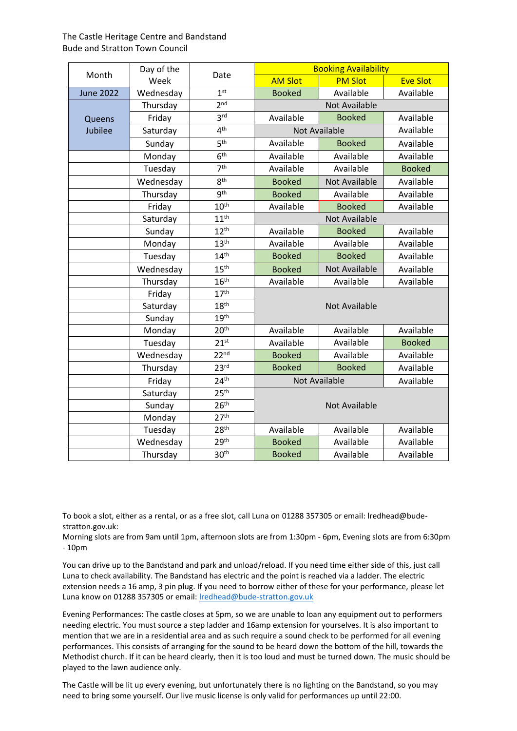The Castle Heritage Centre and Bandstand
Bude and Stratton Town Council

| Month | Day of the Week | Date | Booking Availability | | |
|---|---|---|---|---|---|
| | | | AM Slot | PM Slot | Eve Slot |
| June 2022 | Wednesday | 1st | Booked | Available | Available |
| Queens Jubilee | Thursday | 2nd | Not Available | | |
| | Friday | 3rd | Available | Booked | Available |
| | Saturday | 4th | Not Available | | Available |
| | Sunday | 5th | Available | Booked | Available |
| | Monday | 6th | Available | Available | Available |
| | Tuesday | 7th | Available | Available | Booked |
| | Wednesday | 8th | Booked | Not Available | Available |
| | Thursday | 9th | Booked | Available | Available |
| | Friday | 10th | Available | Booked | Available |
| | Saturday | 11th | Not Available | | |
| | Sunday | 12th | Available | Booked | Available |
| | Monday | 13th | Available | Available | Available |
| | Tuesday | 14th | Booked | Booked | Available |
| | Wednesday | 15th | Booked | Not Available | Available |
| | Thursday | 16th | Available | Available | Available |
| | Friday | 17th | Not Available | | |
| | Saturday | 18th | | | |
| | Sunday | 19th | | | |
| | Monday | 20th | Available | Available | Available |
| | Tuesday | 21st | Available | Available | Booked |
| | Wednesday | 22nd | Booked | Available | Available |
| | Thursday | 23rd | Booked | Booked | Available |
| | Friday | 24th | Not Available | | Available |
| | Saturday | 25th | Not Available | | |
| | Sunday | 26th | | | |
| | Monday | 27th | | | |
| | Tuesday | 28th | Available | Available | Available |
| | Wednesday | 29th | Booked | Available | Available |
| | Thursday | 30th | Booked | Available | Available |

To book a slot, either as a rental, or as a free slot, call Luna on 01288 357305 or email: lredhead@bude-stratton.gov.uk:
Morning slots are from 9am until 1pm, afternoon slots are from 1:30pm - 6pm, Evening slots are from 6:30pm - 10pm

You can drive up to the Bandstand and park and unload/reload. If you need time either side of this, just call Luna to check availability. The Bandstand has electric and the point is reached via a ladder. The electric extension needs a 16 amp, 3 pin plug. If you need to borrow either of these for your performance, please let Luna know on 01288 357305 or email: lredhead@bude-stratton.gov.uk

Evening Performances: The castle closes at 5pm, so we are unable to loan any equipment out to performers needing electric. You must source a step ladder and 16amp extension for yourselves. It is also important to mention that we are in a residential area and as such require a sound check to be performed for all evening performances. This consists of arranging for the sound to be heard down the bottom of the hill, towards the Methodist church. If it can be heard clearly, then it is too loud and must be turned down. The music should be played to the lawn audience only.

The Castle will be lit up every evening, but unfortunately there is no lighting on the Bandstand, so you may need to bring some yourself. Our live music license is only valid for performances up until 22:00.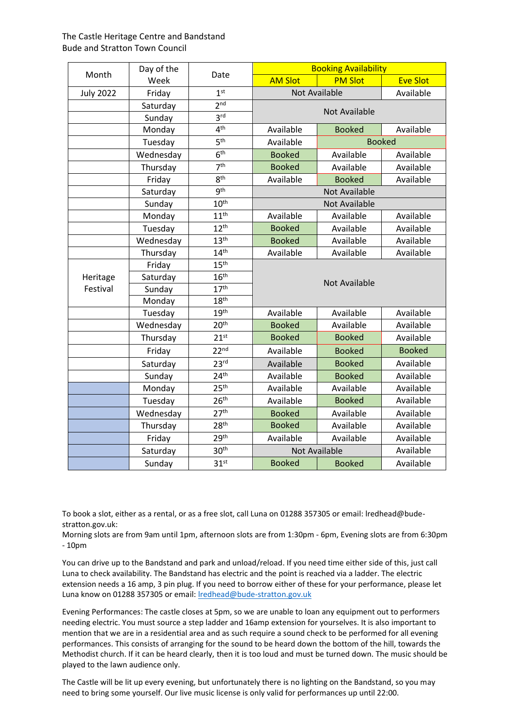The Castle Heritage Centre and Bandstand
Bude and Stratton Town Council

| Month | Day of the Week | Date | Booking Availability | | |
|---|---|---|---|---|---|
| | | | AM Slot | PM Slot | Eve Slot |
| July 2022 | Friday | 1st | Not Available | | Available |
| | Saturday | 2nd | Not Available | | |
| | Sunday | 3rd | | | |
| | Monday | 4th | Available | Booked | Available |
| | Tuesday | 5th | Available | Booked | |
| | Wednesday | 6th | Booked | Available | Available |
| | Thursday | 7th | Booked | Available | Available |
| | Friday | 8th | Available | Booked | Available |
| | Saturday | 9th | Not Available | | |
| | Sunday | 10th | Not Available | | |
| | Monday | 11th | Available | Available | Available |
| | Tuesday | 12th | Booked | Available | Available |
| | Wednesday | 13th | Booked | Available | Available |
| | Thursday | 14th | Available | Available | Available |
| Heritage Festival | Friday | 15th | Not Available | | |
| | Saturday | 16th | | | |
| | Sunday | 17th | | | |
| | Monday | 18th | | | |
| | Tuesday | 19th | Available | Available | Available |
| | Wednesday | 20th | Booked | Available | Available |
| | Thursday | 21st | Booked | Booked | Available |
| | Friday | 22nd | Available | Booked | Booked |
| | Saturday | 23rd | Available | Booked | Available |
| | Sunday | 24th | Available | Booked | Available |
| | Monday | 25th | Available | Available | Available |
| | Tuesday | 26th | Available | Booked | Available |
| | Wednesday | 27th | Booked | Available | Available |
| | Thursday | 28th | Booked | Available | Available |
| | Friday | 29th | Available | Available | Available |
| | Saturday | 30th | Not Available | | Available |
| | Sunday | 31st | Booked | Booked | Available |

To book a slot, either as a rental, or as a free slot, call Luna on 01288 357305 or email: lredhead@bude-stratton.gov.uk:
Morning slots are from 9am until 1pm, afternoon slots are from 1:30pm - 6pm, Evening slots are from 6:30pm - 10pm

You can drive up to the Bandstand and park and unload/reload. If you need time either side of this, just call Luna to check availability. The Bandstand has electric and the point is reached via a ladder. The electric extension needs a 16 amp, 3 pin plug. If you need to borrow either of these for your performance, please let Luna know on 01288 357305 or email: lredhead@bude-stratton.gov.uk

Evening Performances: The castle closes at 5pm, so we are unable to loan any equipment out to performers needing electric. You must source a step ladder and 16amp extension for yourselves. It is also important to mention that we are in a residential area and as such require a sound check to be performed for all evening performances. This consists of arranging for the sound to be heard down the bottom of the hill, towards the Methodist church. If it can be heard clearly, then it is too loud and must be turned down. The music should be played to the lawn audience only.

The Castle will be lit up every evening, but unfortunately there is no lighting on the Bandstand, so you may need to bring some yourself. Our live music license is only valid for performances up until 22:00.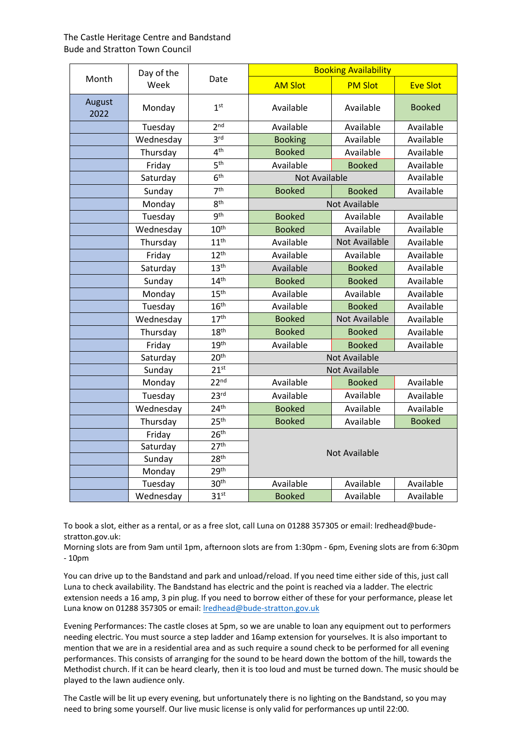The Castle Heritage Centre and Bandstand
Bude and Stratton Town Council

| Month | Day of the Week | Date | Booking Availability | | |
|---|---|---|---|---|---|
| | | | AM Slot | PM Slot | Eve Slot |
| August 2022 | Monday | 1st | Available | Available | Booked |
| | Tuesday | 2nd | Available | Available | Available |
| | Wednesday | 3rd | Booking | Available | Available |
| | Thursday | 4th | Booked | Available | Available |
| | Friday | 5th | Available | Booked | Available |
| | Saturday | 6th | Not Available | | Available |
| | Sunday | 7th | Booked | Booked | Available |
| | Monday | 8th | Not Available | | |
| | Tuesday | 9th | Booked | Available | Available |
| | Wednesday | 10th | Booked | Available | Available |
| | Thursday | 11th | Available | Not Available | Available |
| | Friday | 12th | Available | Available | Available |
| | Saturday | 13th | Available | Booked | Available |
| | Sunday | 14th | Booked | Booked | Available |
| | Monday | 15th | Available | Available | Available |
| | Tuesday | 16th | Available | Booked | Available |
| | Wednesday | 17th | Booked | Not Available | Available |
| | Thursday | 18th | Booked | Booked | Available |
| | Friday | 19th | Available | Booked | Available |
| | Saturday | 20th | Not Available | | |
| | Sunday | 21st | Not Available | | |
| | Monday | 22nd | Available | Booked | Available |
| | Tuesday | 23rd | Available | Available | Available |
| | Wednesday | 24th | Booked | Available | Available |
| | Thursday | 25th | Booked | Available | Booked |
| | Friday | 26th | Not Available | | |
| | Saturday | 27th | Not Available | | |
| | Sunday | 28th | Not Available | | |
| | Monday | 29th | Not Available | | |
| | Tuesday | 30th | Available | Available | Available |
| | Wednesday | 31st | Booked | Available | Available |

To book a slot, either as a rental, or as a free slot, call Luna on 01288 357305 or email: lredhead@bude-stratton.gov.uk:
Morning slots are from 9am until 1pm, afternoon slots are from 1:30pm - 6pm, Evening slots are from 6:30pm - 10pm

You can drive up to the Bandstand and park and unload/reload. If you need time either side of this, just call Luna to check availability. The Bandstand has electric and the point is reached via a ladder. The electric extension needs a 16 amp, 3 pin plug. If you need to borrow either of these for your performance, please let Luna know on 01288 357305 or email: lredhead@bude-stratton.gov.uk

Evening Performances: The castle closes at 5pm, so we are unable to loan any equipment out to performers needing electric. You must source a step ladder and 16amp extension for yourselves. It is also important to mention that we are in a residential area and as such require a sound check to be performed for all evening performances. This consists of arranging for the sound to be heard down the bottom of the hill, towards the Methodist church. If it can be heard clearly, then it is too loud and must be turned down. The music should be played to the lawn audience only.

The Castle will be lit up every evening, but unfortunately there is no lighting on the Bandstand, so you may need to bring some yourself. Our live music license is only valid for performances up until 22:00.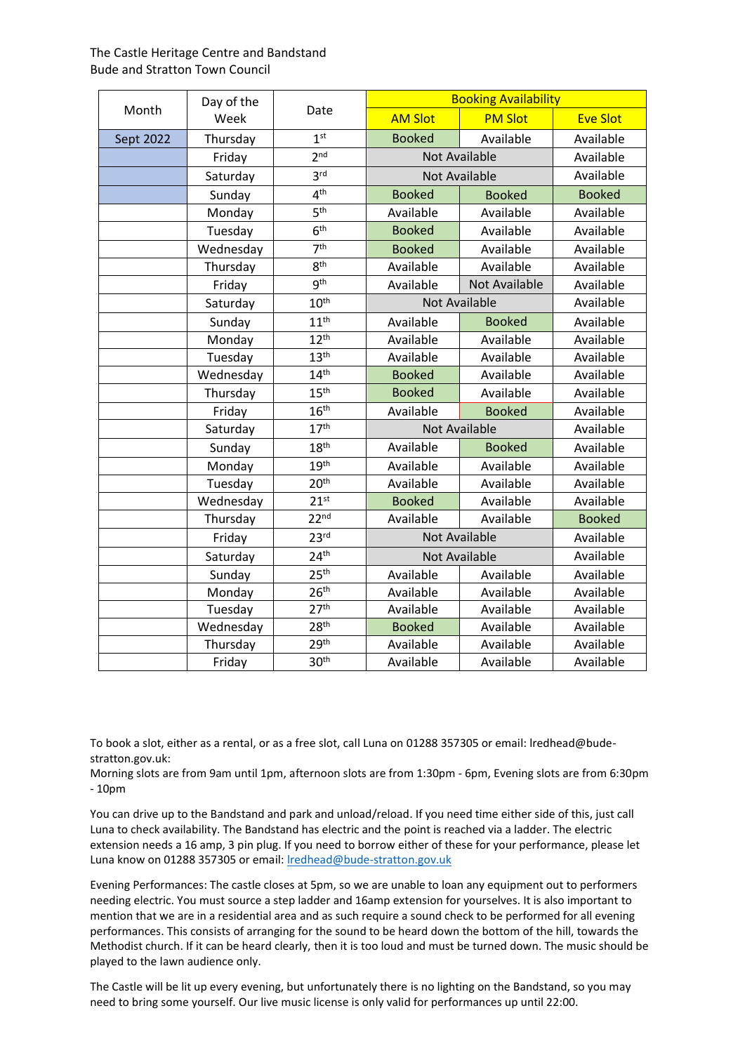The Castle Heritage Centre and Bandstand
Bude and Stratton Town Council

| Month | Day of the Week | Date | Booking Availability | | |
|---|---|---|---|---|---|
| | | | AM Slot | PM Slot | Eve Slot |
| Sept 2022 | Thursday | 1st | Booked | Available | Available |
| | Friday | 2nd | Not Available | | Available |
| | Saturday | 3rd | Not Available | | Available |
| | Sunday | 4th | Booked | Booked | Booked |
| | Monday | 5th | Available | Available | Available |
| | Tuesday | 6th | Booked | Available | Available |
| | Wednesday | 7th | Booked | Available | Available |
| | Thursday | 8th | Available | Available | Available |
| | Friday | 9th | Available | Not Available | Available |
| | Saturday | 10th | Not Available | | Available |
| | Sunday | 11th | Available | Booked | Available |
| | Monday | 12th | Available | Available | Available |
| | Tuesday | 13th | Available | Available | Available |
| | Wednesday | 14th | Booked | Available | Available |
| | Thursday | 15th | Booked | Available | Available |
| | Friday | 16th | Available | Booked | Available |
| | Saturday | 17th | Not Available | | Available |
| | Sunday | 18th | Available | Booked | Available |
| | Monday | 19th | Available | Available | Available |
| | Tuesday | 20th | Available | Available | Available |
| | Wednesday | 21st | Booked | Available | Available |
| | Thursday | 22nd | Available | Available | Booked |
| | Friday | 23rd | Not Available | | Available |
| | Saturday | 24th | Not Available | | Available |
| | Sunday | 25th | Available | Available | Available |
| | Monday | 26th | Available | Available | Available |
| | Tuesday | 27th | Available | Available | Available |
| | Wednesday | 28th | Booked | Available | Available |
| | Thursday | 29th | Available | Available | Available |
| | Friday | 30th | Available | Available | Available |

To book a slot, either as a rental, or as a free slot, call Luna on 01288 357305 or email: lredhead@bude-stratton.gov.uk:
Morning slots are from 9am until 1pm, afternoon slots are from 1:30pm - 6pm, Evening slots are from 6:30pm - 10pm

You can drive up to the Bandstand and park and unload/reload. If you need time either side of this, just call Luna to check availability. The Bandstand has electric and the point is reached via a ladder. The electric extension needs a 16 amp, 3 pin plug. If you need to borrow either of these for your performance, please let Luna know on 01288 357305 or email: lredhead@bude-stratton.gov.uk

Evening Performances: The castle closes at 5pm, so we are unable to loan any equipment out to performers needing electric. You must source a step ladder and 16amp extension for yourselves. It is also important to mention that we are in a residential area and as such require a sound check to be performed for all evening performances. This consists of arranging for the sound to be heard down the bottom of the hill, towards the Methodist church. If it can be heard clearly, then it is too loud and must be turned down. The music should be played to the lawn audience only.

The Castle will be lit up every evening, but unfortunately there is no lighting on the Bandstand, so you may need to bring some yourself. Our live music license is only valid for performances up until 22:00.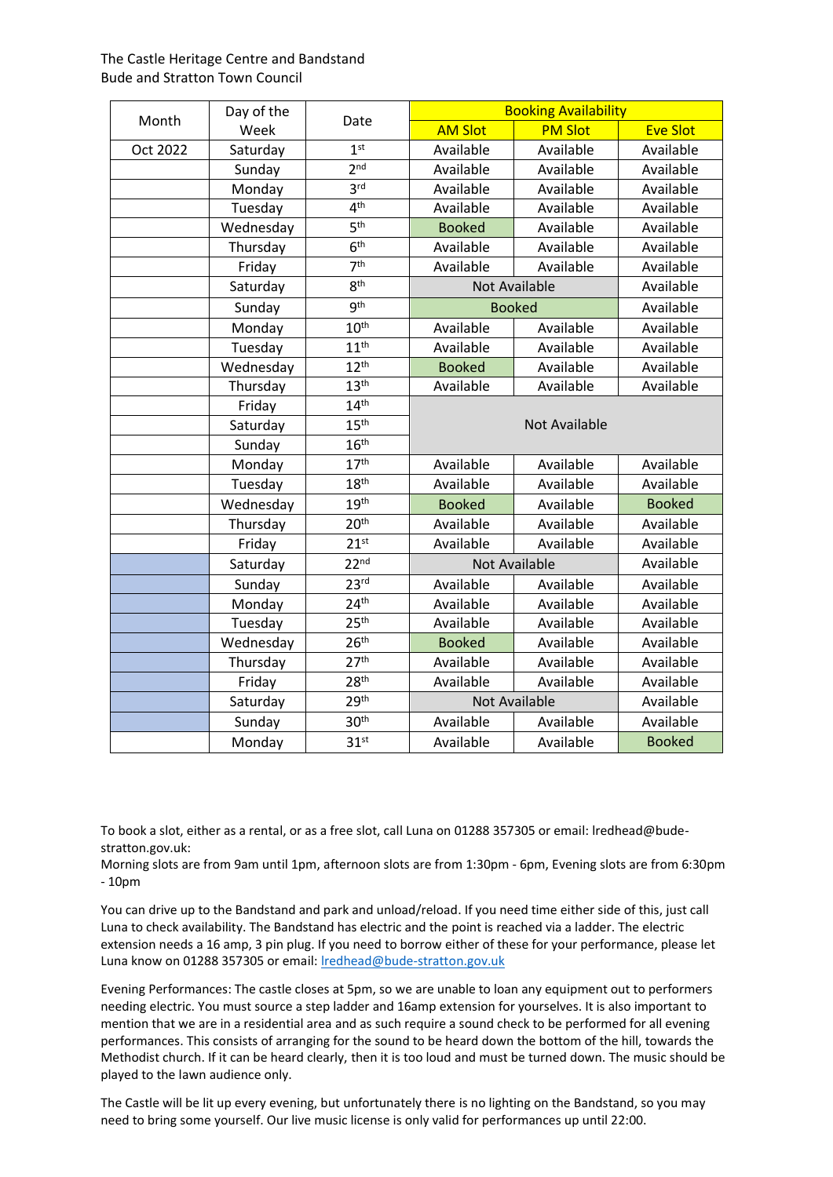The Castle Heritage Centre and Bandstand
Bude and Stratton Town Council

| Month | Day of the Week | Date | Booking Availability | | |
|---|---|---|---|---|---|
| | | | AM Slot | PM Slot | Eve Slot |
| Oct 2022 | Saturday | 1st | Available | Available | Available |
| | Sunday | 2nd | Available | Available | Available |
| | Monday | 3rd | Available | Available | Available |
| | Tuesday | 4th | Available | Available | Available |
| | Wednesday | 5th | Booked | Available | Available |
| | Thursday | 6th | Available | Available | Available |
| | Friday | 7th | Available | Available | Available |
| | Saturday | 8th | Not Available | | Available |
| | Sunday | 9th | Booked | | Available |
| | Monday | 10th | Available | Available | Available |
| | Tuesday | 11th | Available | Available | Available |
| | Wednesday | 12th | Booked | Available | Available |
| | Thursday | 13th | Available | Available | Available |
| | Friday | 14th | Not Available | | |
| | Saturday | 15th | | | |
| | Sunday | 16th | | | |
| | Monday | 17th | Available | Available | Available |
| | Tuesday | 18th | Available | Available | Available |
| | Wednesday | 19th | Booked | Available | Booked |
| | Thursday | 20th | Available | Available | Available |
| | Friday | 21st | Available | Available | Available |
| | Saturday | 22nd | Not Available | | Available |
| | Sunday | 23rd | Available | Available | Available |
| | Monday | 24th | Available | Available | Available |
| | Tuesday | 25th | Available | Available | Available |
| | Wednesday | 26th | Booked | Available | Available |
| | Thursday | 27th | Available | Available | Available |
| | Friday | 28th | Available | Available | Available |
| | Saturday | 29th | Not Available | | Available |
| | Sunday | 30th | Available | Available | Available |
| | Monday | 31st | Available | Available | Booked |

To book a slot, either as a rental, or as a free slot, call Luna on 01288 357305 or email: lredhead@bude-stratton.gov.uk:
Morning slots are from 9am until 1pm, afternoon slots are from 1:30pm - 6pm, Evening slots are from 6:30pm - 10pm

You can drive up to the Bandstand and park and unload/reload. If you need time either side of this, just call Luna to check availability. The Bandstand has electric and the point is reached via a ladder. The electric extension needs a 16 amp, 3 pin plug. If you need to borrow either of these for your performance, please let Luna know on 01288 357305 or email: lredhead@bude-stratton.gov.uk

Evening Performances: The castle closes at 5pm, so we are unable to loan any equipment out to performers needing electric. You must source a step ladder and 16amp extension for yourselves. It is also important to mention that we are in a residential area and as such require a sound check to be performed for all evening performances. This consists of arranging for the sound to be heard down the bottom of the hill, towards the Methodist church. If it can be heard clearly, then it is too loud and must be turned down. The music should be played to the lawn audience only.

The Castle will be lit up every evening, but unfortunately there is no lighting on the Bandstand, so you may need to bring some yourself. Our live music license is only valid for performances up until 22:00.